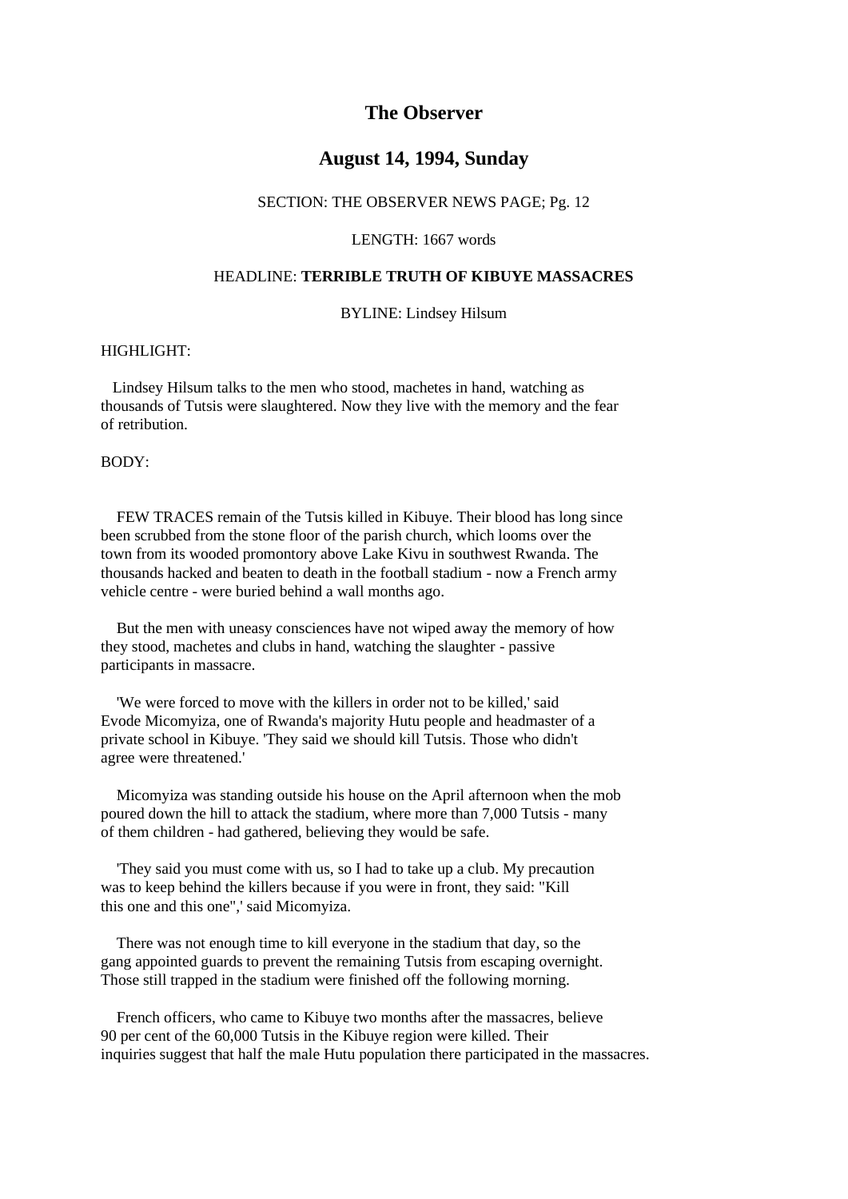# The Observer

## August 14, 1994, Sunday

SECTION: THE OBSERVER NEWS PAGE; Pg. 12

LENGTH: 1667 words

HEADLINE: **TERRIBLE TRUTH OF KIBUYE MASSACRES**

BYLINE: Lindsey Hilsum

HIGHLIGHT:

Lindsey Hilsum talks to the men who stood, machetes in hand, watching as thousands of Tutsis were slaughtered. Now they live with the memory and the fear of retribution.

BODY:

FEW TRACES remain of the Tutsis killed in Kibuye. Their blood has long since been scrubbed from the stone floor of the parish church, which looms over the town from its wooded promontory above Lake Kivu in southwest Rwanda. The thousands hacked and beaten to death in the football stadium - now a French army vehicle centre - were buried behind a wall months ago.

But the men with uneasy consciences have not wiped away the memory of how they stood, machetes and clubs in hand, watching the slaughter - passive participants in massacre.

'We were forced to move with the killers in order not to be killed,' said Evode Micomyiza, one of Rwanda's majority Hutu people and headmaster of a private school in Kibuye. 'They said we should kill Tutsis. Those who didn't agree were threatened.'

Micomyiza was standing outside his house on the April afternoon when the mob poured down the hill to attack the stadium, where more than 7,000 Tutsis - many of them children - had gathered, believing they would be safe.

'They said you must come with us, so I had to take up a club. My precaution was to keep behind the killers because if you were in front, they said: "Kill this one and this one",' said Micomyiza.

There was not enough time to kill everyone in the stadium that day, so the gang appointed guards to prevent the remaining Tutsis from escaping overnight. Those still trapped in the stadium were finished off the following morning.

French officers, who came to Kibuye two months after the massacres, believe 90 per cent of the 60,000 Tutsis in the Kibuye region were killed. Their inquiries suggest that half the male Hutu population there participated in the massacres.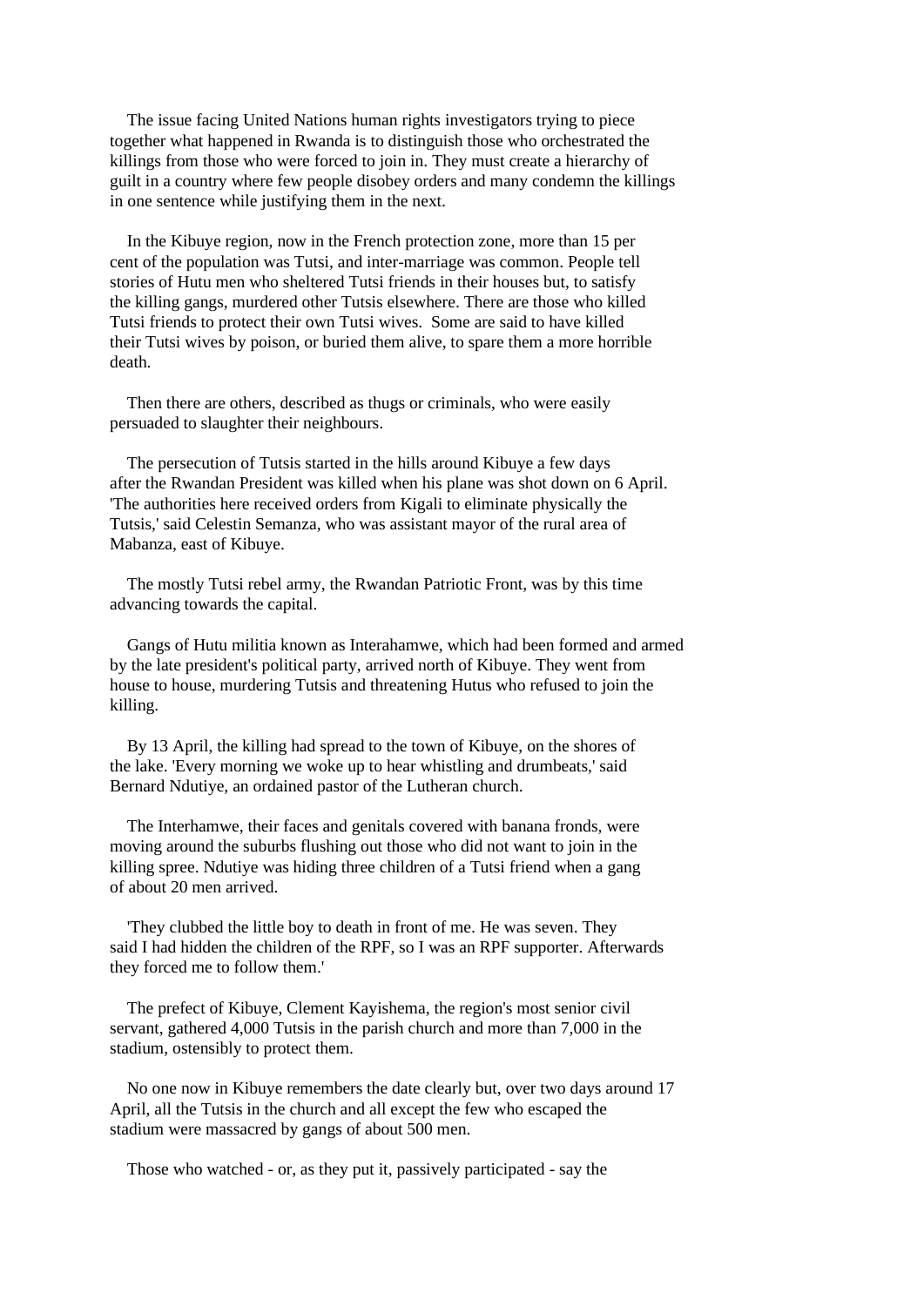The issue facing United Nations human rights investigators trying to piece together what happened in Rwanda is to distinguish those who orchestrated the killings from those who were forced to join in. They must create a hierarchy of guilt in a country where few people disobey orders and many condemn the killings in one sentence while justifying them in the next.

In the Kibuye region, now in the French protection zone, more than 15 per cent of the population was Tutsi, and inter-marriage was common. People tell stories of Hutu men who sheltered Tutsi friends in their houses but, to satisfy the killing gangs, murdered other Tutsis elsewhere. There are those who killed Tutsi friends to protect their own Tutsi wives. Some are said to have killed their Tutsi wives by poison, or buried them alive, to spare them a more horrible death.

Then there are others, described as thugs or criminals, who were easily persuaded to slaughter their neighbours.

The persecution of Tutsis started in the hills around Kibuye a few days after the Rwandan President was killed when his plane was shot down on 6 April. 'The authorities here received orders from Kigali to eliminate physically the Tutsis,' said Celestin Semanza, who was assistant mayor of the rural area of Mabanza, east of Kibuye.

The mostly Tutsi rebel army, the Rwandan Patriotic Front, was by this time advancing towards the capital.

Gangs of Hutu militia known as Interahamwe, which had been formed and armed by the late president's political party, arrived north of Kibuye. They went from house to house, murdering Tutsis and threatening Hutus who refused to join the killing.

By 13 April, the killing had spread to the town of Kibuye, on the shores of the lake. 'Every morning we woke up to hear whistling and drumbeats,' said Bernard Ndutiye, an ordained pastor of the Lutheran church.

The Interhamwe, their faces and genitals covered with banana fronds, were moving around the suburbs flushing out those who did not want to join in the killing spree. Ndutiye was hiding three children of a Tutsi friend when a gang of about 20 men arrived.

'They clubbed the little boy to death in front of me. He was seven. They said I had hidden the children of the RPF, so I was an RPF supporter. Afterwards they forced me to follow them.'

The prefect of Kibuye, Clement Kayishema, the region's most senior civil servant, gathered 4,000 Tutsis in the parish church and more than 7,000 in the stadium, ostensibly to protect them.

No one now in Kibuye remembers the date clearly but, over two days around 17 April, all the Tutsis in the church and all except the few who escaped the stadium were massacred by gangs of about 500 men.

Those who watched - or, as they put it, passively participated - say the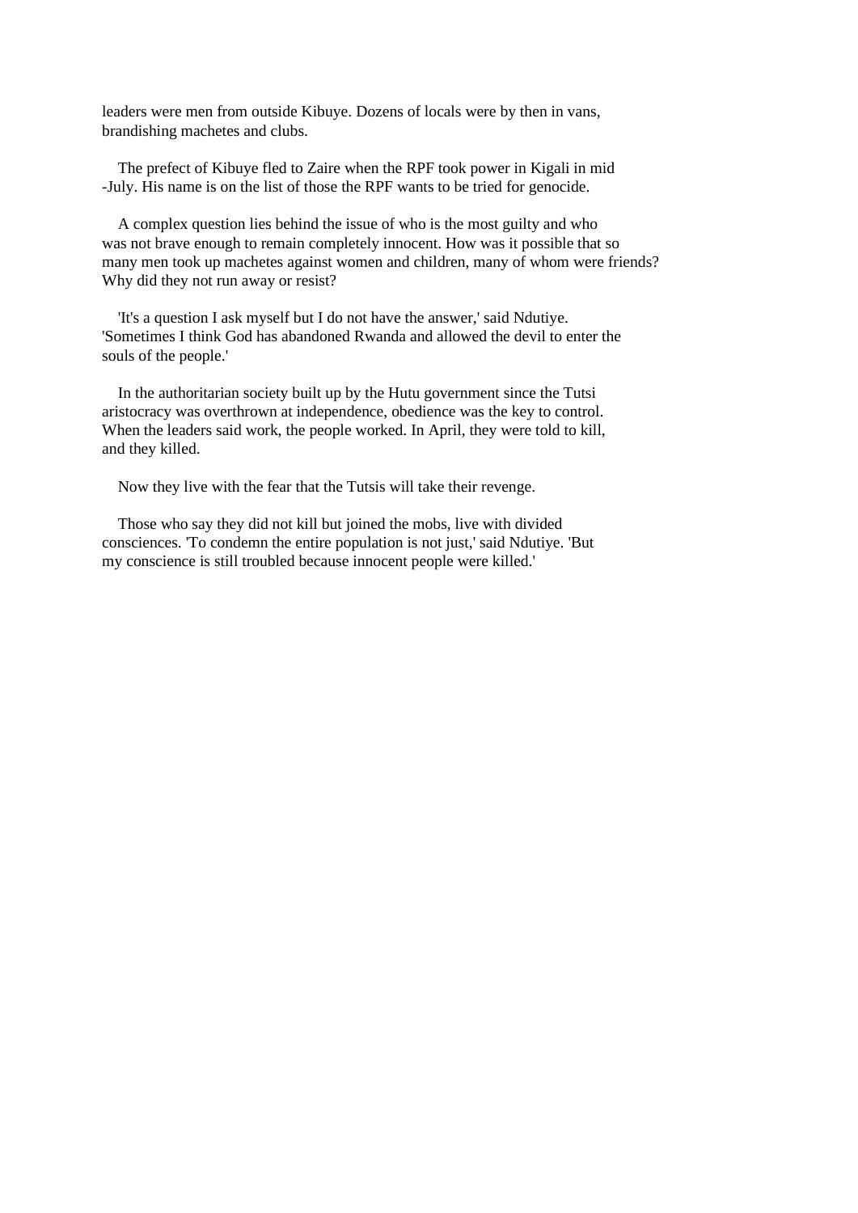leaders were men from outside Kibuye. Dozens of locals were by then in vans, brandishing machetes and clubs.

The prefect of Kibuye fled to Zaire when the RPF took power in Kigali in mid-July. His name is on the list of those the RPF wants to be tried for genocide.

A complex question lies behind the issue of who is the most guilty and who was not brave enough to remain completely innocent. How was it possible that so many men took up machetes against women and children, many of whom were friends? Why did they not run away or resist?

'It's a question I ask myself but I do not have the answer,' said Ndutiye. 'Sometimes I think God has abandoned Rwanda and allowed the devil to enter the souls of the people.'

In the authoritarian society built up by the Hutu government since the Tutsi aristocracy was overthrown at independence, obedience was the key to control. When the leaders said work, the people worked. In April, they were told to kill, and they killed.

Now they live with the fear that the Tutsis will take their revenge.

Those who say they did not kill but joined the mobs, live with divided consciences. 'To condemn the entire population is not just,' said Ndutiye. 'But my conscience is still troubled because innocent people were killed.'